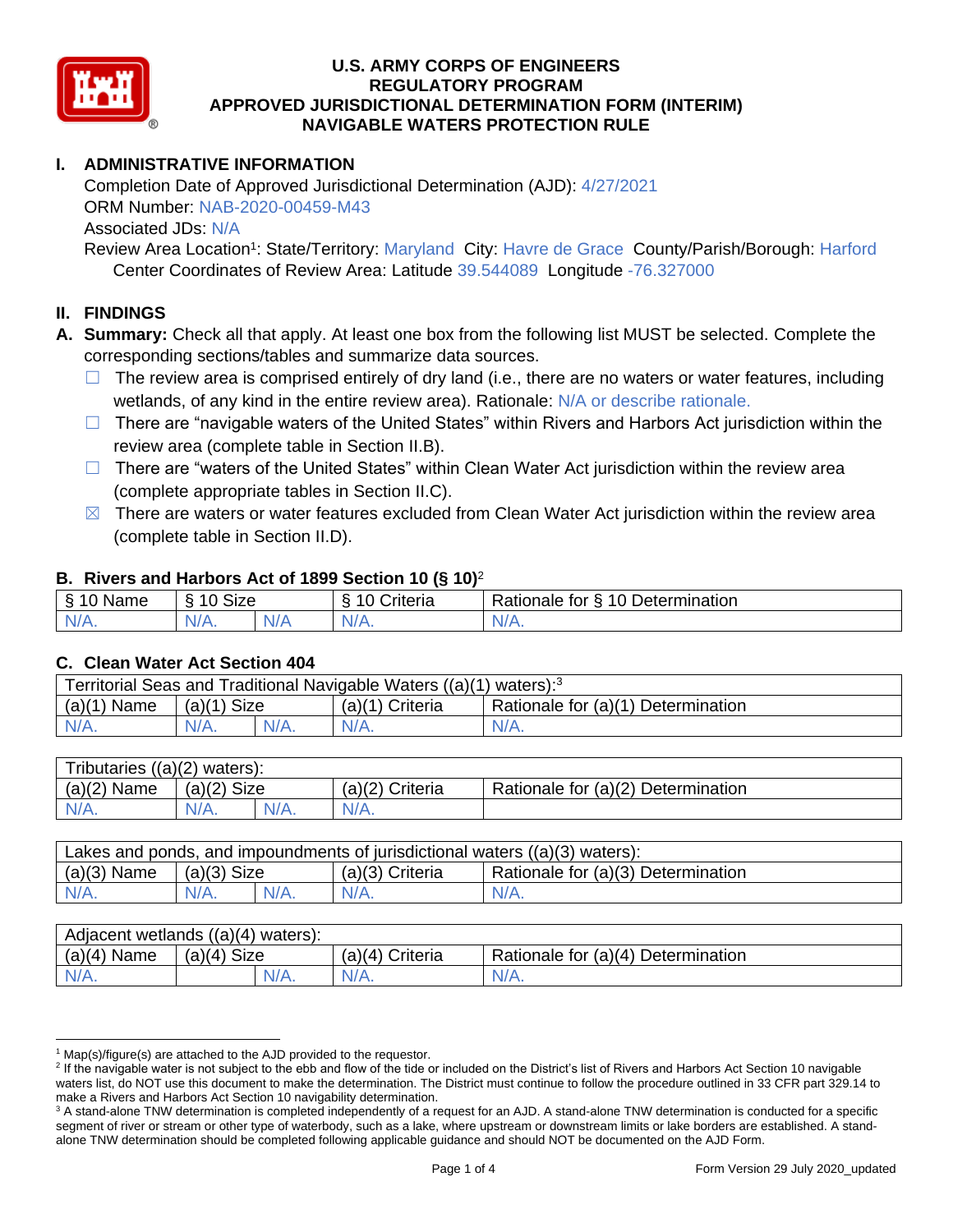# U.S. ARMY CORPS OF ENGINEERS
# REGULATORY PROGRAM
# APPROVED JURISDICTIONAL DETERMINATION FORM (INTERIM)
# NAVIGABLE WATERS PROTECTION RULE

## I. ADMINISTRATIVE INFORMATION

Completion Date of Approved Jurisdictional Determination (AJD): 4/27/2021
ORM Number: NAB-2020-00459-M43
Associated JDs: N/A
Review Area Location[1]: State/Territory: Maryland City: Havre de Grace County/Parish/Borough: Harford
Center Coordinates of Review Area: Latitude 39.544089 Longitude -76.327000

## II. FINDINGS

**A. Summary:** Check all that apply. At least one box from the following list MUST be selected. Complete the corresponding sections/tables and summarize data sources.

- ☐ The review area is comprised entirely of dry land (i.e., there are no waters or water features, including wetlands, of any kind in the entire review area). Rationale: N/A or describe rationale.
- ☐ There are "navigable waters of the United States" within Rivers and Harbors Act jurisdiction within the review area (complete table in Section II.B).
- ☐ There are "waters of the United States" within Clean Water Act jurisdiction within the review area (complete appropriate tables in Section II.C).
- ☒ There are waters or water features excluded from Clean Water Act jurisdiction within the review area (complete table in Section II.D).

### B. Rivers and Harbors Act of 1899 Section 10 (§ 10)[2]

| § 10 Name | § 10 Size | | § 10 Criteria | Rationale for § 10 Determination |
|---|---|---|---|---|
| N/A. | N/A. | N/A | N/A. | N/A. |

### C. Clean Water Act Section 404

| Territorial Seas and Traditional Navigable Waters ((a)(1) waters):[3] | | | | |
|---|---|---|---|---|
| (a)(1) Name | (a)(1) Size | | (a)(1) Criteria | Rationale for (a)(1) Determination |
| N/A. | N/A. | N/A. | N/A. | N/A. |

| Tributaries ((a)(2) waters): | | | | |
|---|---|---|---|---|
| (a)(2) Name | (a)(2) Size | | (a)(2) Criteria | Rationale for (a)(2) Determination |
| N/A. | N/A. | N/A. | N/A. | |

| Lakes and ponds, and impoundments of jurisdictional waters ((a)(3) waters): | | | | |
|---|---|---|---|---|
| (a)(3) Name | (a)(3) Size | | (a)(3) Criteria | Rationale for (a)(3) Determination |
| N/A. | N/A. | N/A. | N/A. | N/A. |

| Adjacent wetlands ((a)(4) waters): | | | | |
|---|---|---|---|---|
| (a)(4) Name | (a)(4) Size | | (a)(4) Criteria | Rationale for (a)(4) Determination |
| N/A. | | N/A. | N/A. | N/A. |

[1] Map(s)/figure(s) are attached to the AJD provided to the requestor.
[2] If the navigable water is not subject to the ebb and flow of the tide or included on the District's list of Rivers and Harbors Act Section 10 navigable waters list, do NOT use this document to make the determination. The District must continue to follow the procedure outlined in 33 CFR part 329.14 to make a Rivers and Harbors Act Section 10 navigability determination.
[3] A stand-alone TNW determination is completed independently of a request for an AJD. A stand-alone TNW determination is conducted for a specific segment of river or stream or other type of waterbody, such as a lake, where upstream or downstream limits or lake borders are established. A stand-alone TNW determination should be completed following applicable guidance and should NOT be documented on the AJD Form.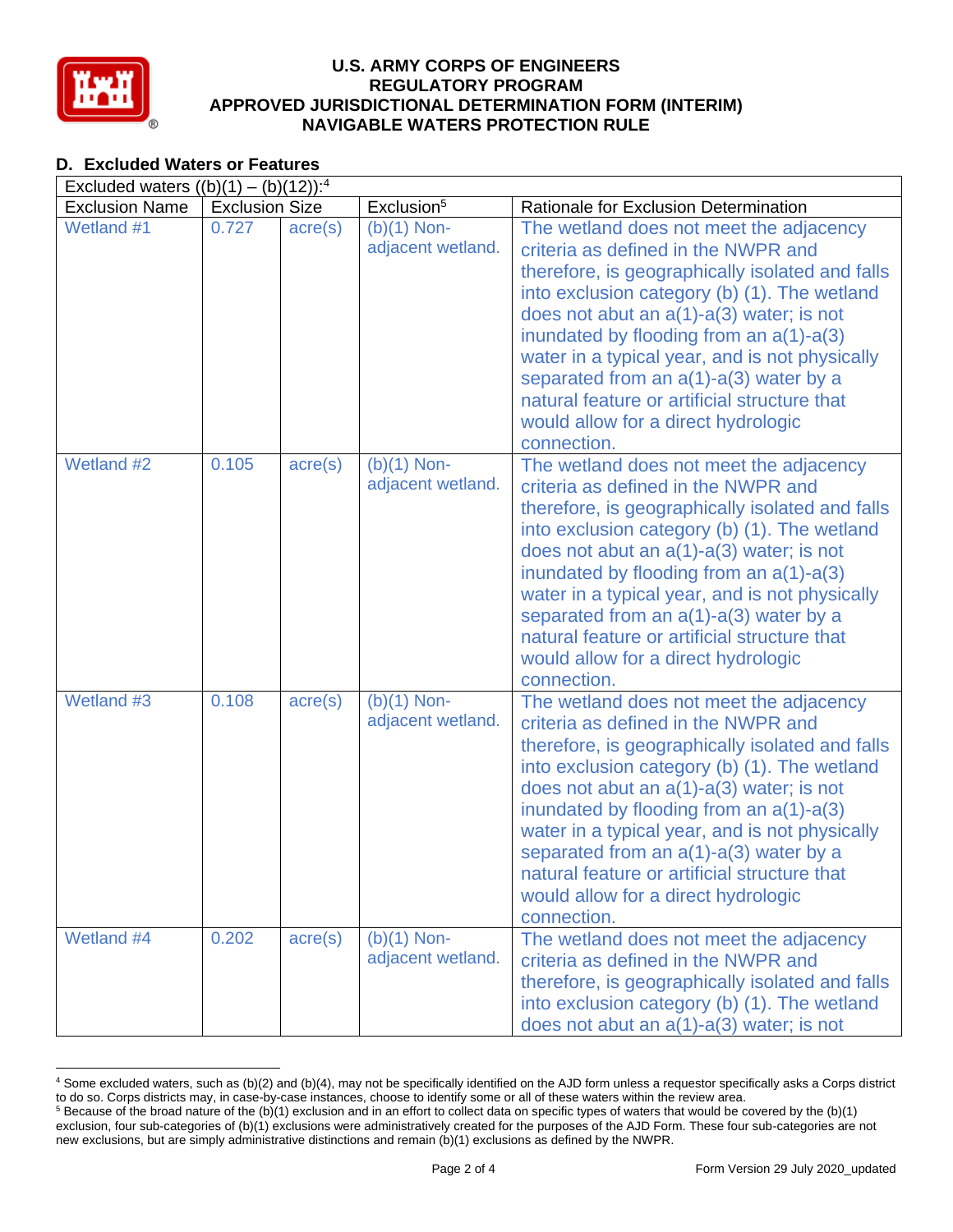## D. Excluded Waters or Features

| Excluded waters ((b)(1) – (b)(12)):[4] | | | | |
|---|---|---|---|---|
| Exclusion Name | Exclusion Size | | Exclusion[5] | Rationale for Exclusion Determination |
| Wetland #1 | 0.727 | acre(s) | (b)(1) Non-adjacent wetland. | The wetland does not meet the adjacency criteria as defined in the NWPR and therefore, is geographically isolated and falls into exclusion category (b) (1). The wetland does not abut an a(1)-a(3) water; is not inundated by flooding from an a(1)-a(3) water in a typical year, and is not physically separated from an a(1)-a(3) water by a natural feature or artificial structure that would allow for a direct hydrologic connection. |
| Wetland #2 | 0.105 | acre(s) | (b)(1) Non-adjacent wetland. | The wetland does not meet the adjacency criteria as defined in the NWPR and therefore, is geographically isolated and falls into exclusion category (b) (1). The wetland does not abut an a(1)-a(3) water; is not inundated by flooding from an a(1)-a(3) water in a typical year, and is not physically separated from an a(1)-a(3) water by a natural feature or artificial structure that would allow for a direct hydrologic connection. |
| Wetland #3 | 0.108 | acre(s) | (b)(1) Non-adjacent wetland. | The wetland does not meet the adjacency criteria as defined in the NWPR and therefore, is geographically isolated and falls into exclusion category (b) (1). The wetland does not abut an a(1)-a(3) water; is not inundated by flooding from an a(1)-a(3) water in a typical year, and is not physically separated from an a(1)-a(3) water by a natural feature or artificial structure that would allow for a direct hydrologic connection. |
| Wetland #4 | 0.202 | acre(s) | (b)(1) Non-adjacent wetland. | The wetland does not meet the adjacency criteria as defined in the NWPR and therefore, is geographically isolated and falls into exclusion category (b) (1). The wetland does not abut an a(1)-a(3) water; is not |

[4] Some excluded waters, such as (b)(2) and (b)(4), may not be specifically identified on the AJD form unless a requestor specifically asks a Corps district to do so. Corps districts may, in case-by-case instances, choose to identify some or all of these waters within the review area.

[5] Because of the broad nature of the (b)(1) exclusion and in an effort to collect data on specific types of waters that would be covered by the (b)(1) exclusion, four sub-categories of (b)(1) exclusions were administratively created for the purposes of the AJD Form. These four sub-categories are not new exclusions, but are simply administrative distinctions and remain (b)(1) exclusions as defined by the NWPR.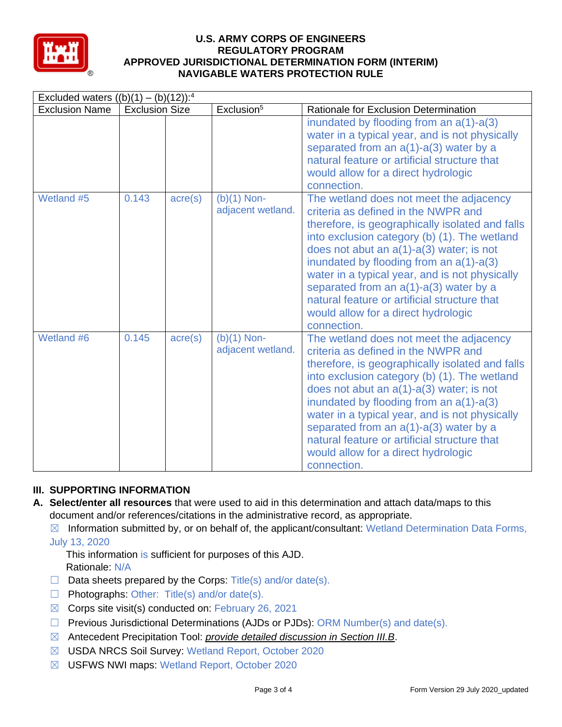| Excluded waters ((b)(1) – (b)(12)):[4] | | | | |
|---|---|---|---|---|
| Exclusion Name | Exclusion Size | | Exclusion[5] | Rationale for Exclusion Determination |
| | | | | inundated by flooding from an a(1)-a(3) water in a typical year, and is not physically separated from an a(1)-a(3) water by a natural feature or artificial structure that would allow for a direct hydrologic connection. |
| Wetland #5 | 0.143 | acre(s) | (b)(1) Non-adjacent wetland. | The wetland does not meet the adjacency criteria as defined in the NWPR and therefore, is geographically isolated and falls into exclusion category (b) (1). The wetland does not abut an a(1)-a(3) water; is not inundated by flooding from an a(1)-a(3) water in a typical year, and is not physically separated from an a(1)-a(3) water by a natural feature or artificial structure that would allow for a direct hydrologic connection. |
| Wetland #6 | 0.145 | acre(s) | (b)(1) Non-adjacent wetland. | The wetland does not meet the adjacency criteria as defined in the NWPR and therefore, is geographically isolated and falls into exclusion category (b) (1). The wetland does not abut an a(1)-a(3) water; is not inundated by flooding from an a(1)-a(3) water in a typical year, and is not physically separated from an a(1)-a(3) water by a natural feature or artificial structure that would allow for a direct hydrologic connection. |

## III. SUPPORTING INFORMATION

**A. Select/enter all resources** that were used to aid in this determination and attach data/maps to this document and/or references/citations in the administrative record, as appropriate.

☒ Information submitted by, or on behalf of, the applicant/consultant: Wetland Determination Data Forms, July 13, 2020

This information is sufficient for purposes of this AJD.
Rationale: N/A

☐ Data sheets prepared by the Corps: Title(s) and/or date(s).

☐ Photographs: Other: Title(s) and/or date(s).

☒ Corps site visit(s) conducted on: February 26, 2021

☐ Previous Jurisdictional Determinations (AJDs or PJDs): ORM Number(s) and date(s).

☒ Antecedent Precipitation Tool: *provide detailed discussion in Section III.B*.

☒ USDA NRCS Soil Survey: Wetland Report, October 2020

☒ USFWS NWI maps: Wetland Report, October 2020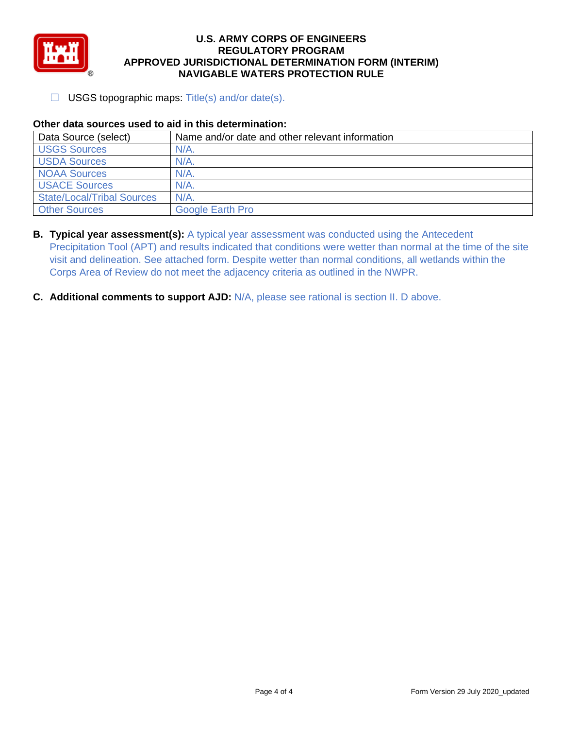☐ USGS topographic maps: Title(s) and/or date(s).

**Other data sources used to aid in this determination:**

| Data Source (select) | Name and/or date and other relevant information |
| --- | --- |
| USGS Sources | N/A. |
| USDA Sources | N/A. |
| NOAA Sources | N/A. |
| USACE Sources | N/A. |
| State/Local/Tribal Sources | N/A. |
| Other Sources | Google Earth Pro |

**B. Typical year assessment(s):** A typical year assessment was conducted using the Antecedent Precipitation Tool (APT) and results indicated that conditions were wetter than normal at the time of the site visit and delineation. See attached form. Despite wetter than normal conditions, all wetlands within the Corps Area of Review do not meet the adjacency criteria as outlined in the NWPR.

**C. Additional comments to support AJD:** N/A, please see rational is section II. D above.